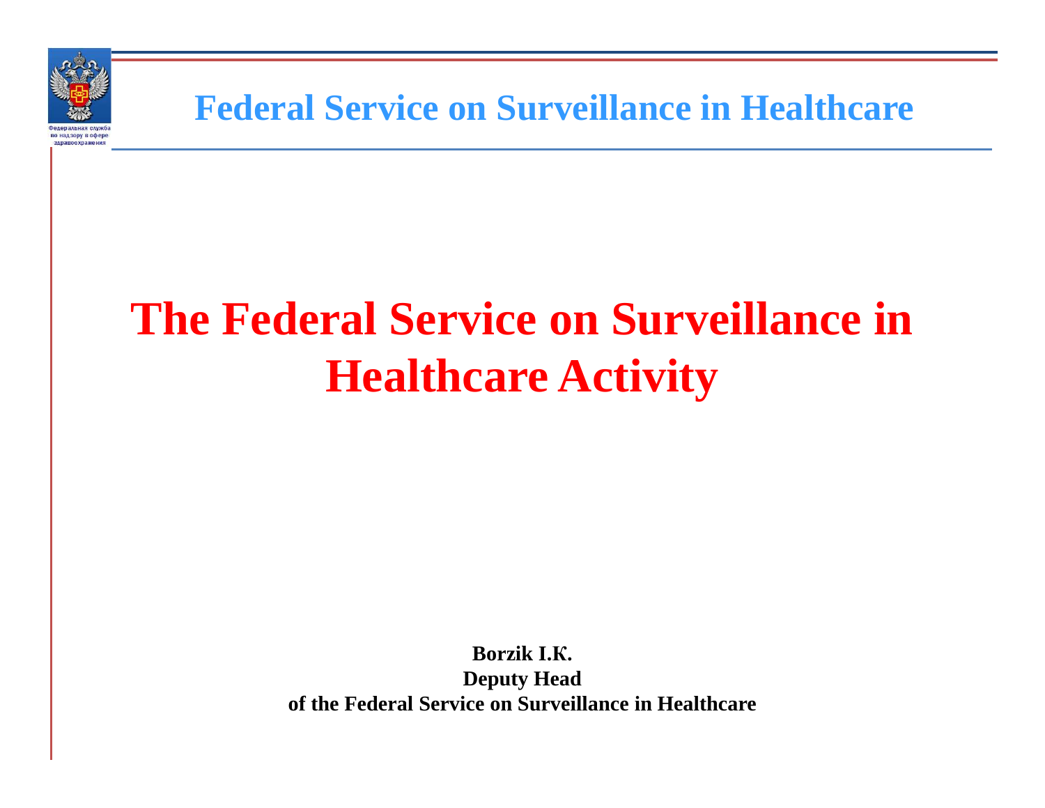Федеральная служба по надзору в сфере здравоохранения

Federal Service on Surveillance in Healthcare

# The Federal Service on Surveillance in Healthcare Activity

**Borzik I.K.**
**Deputy Head**
**of the Federal Service on Surveillance in Healthcare**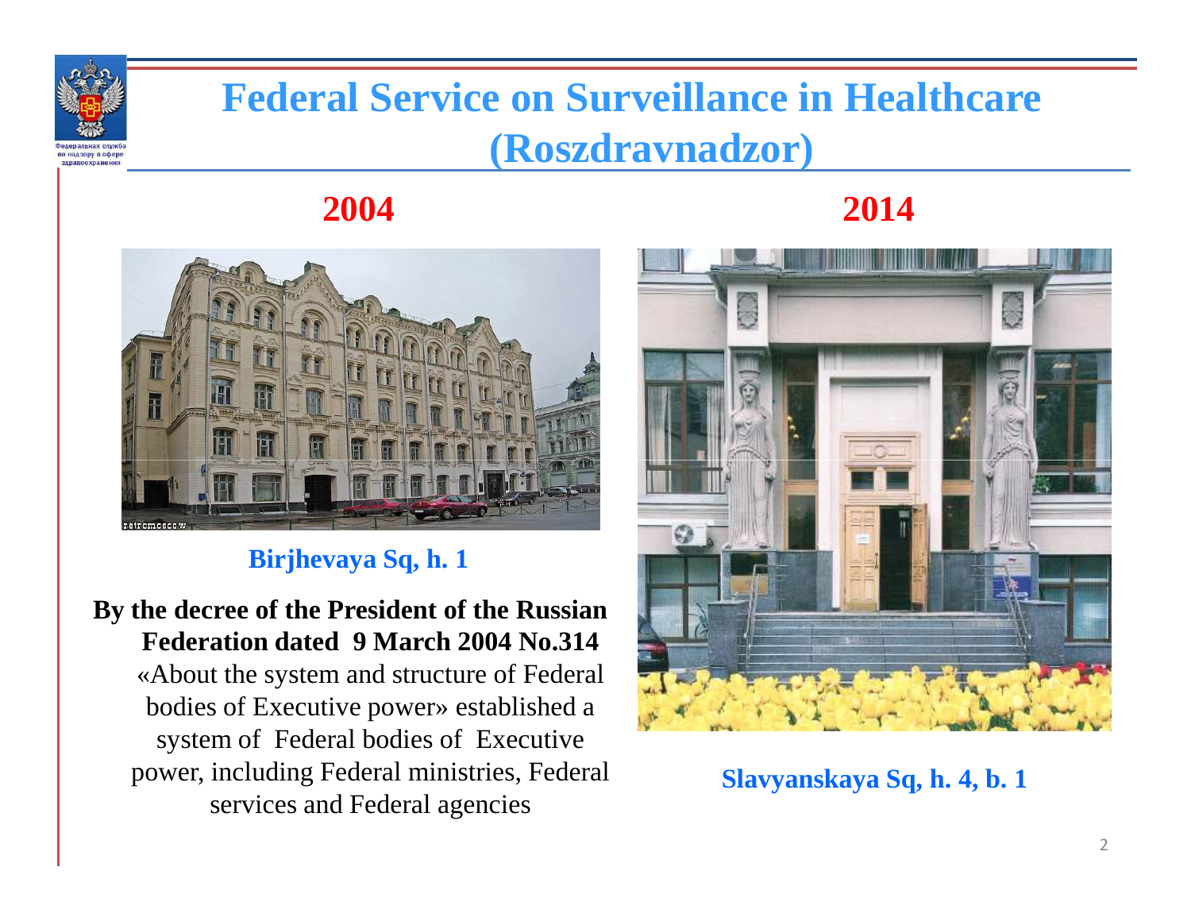# Federal Service on Surveillance in Healthcare (Roszdravnadzor)

**2004**

**Birjhevaya Sq, h. 1**

**By the decree of the President of the Russian Federation dated 9 March 2004 No.314** «About the system and structure of Federal bodies of Executive power» established a system of Federal bodies of Executive power, including Federal ministries, Federal services and Federal agencies

**2014**

**Slavyanskaya Sq, h. 4, b. 1**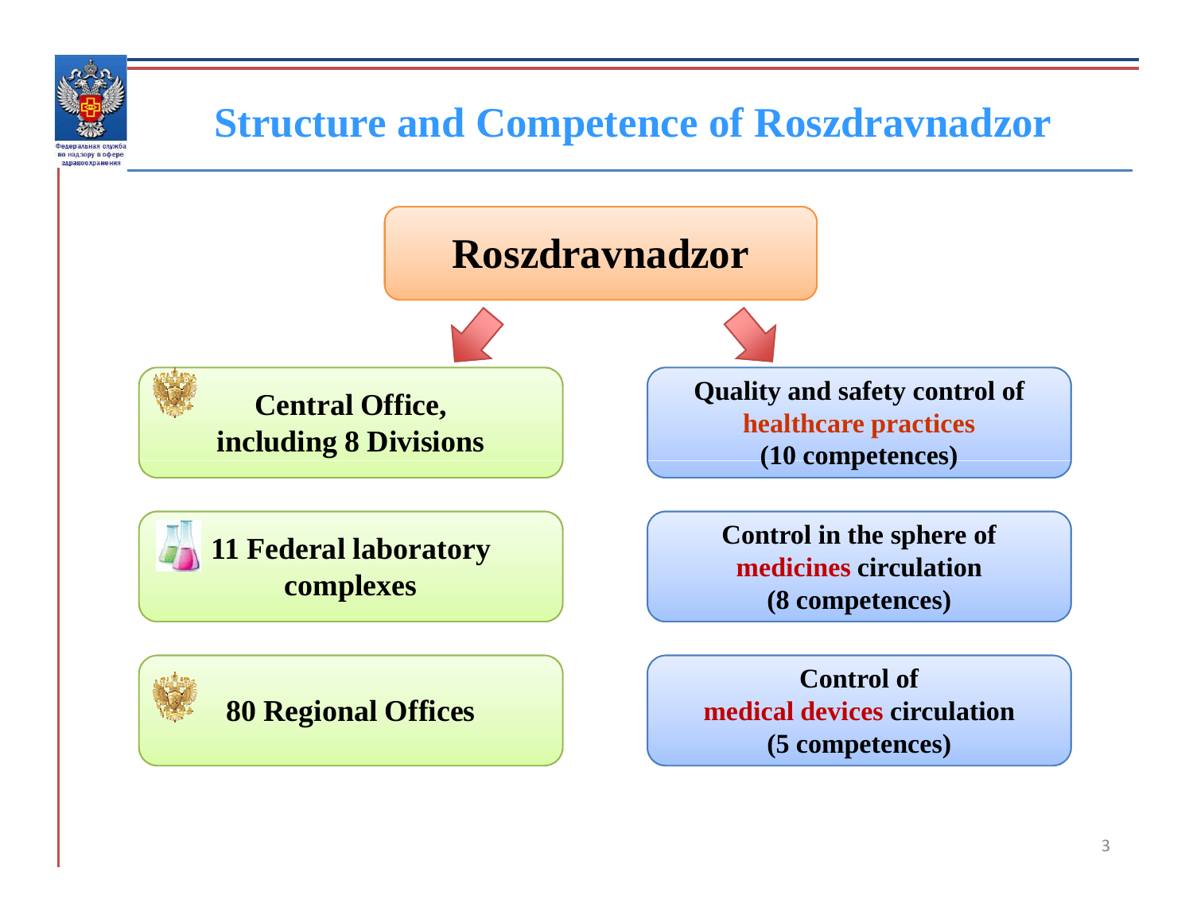# Structure and Competence of Roszdravnadzor

**Roszdravnadzor**

**Central Office, including 8 Divisions**

**11 Federal laboratory complexes**

**80 Regional Offices**

**Quality and safety control of healthcare practices (10 competences)**

**Control in the sphere of medicines circulation (8 competences)**

**Control of medical devices circulation (5 competences)**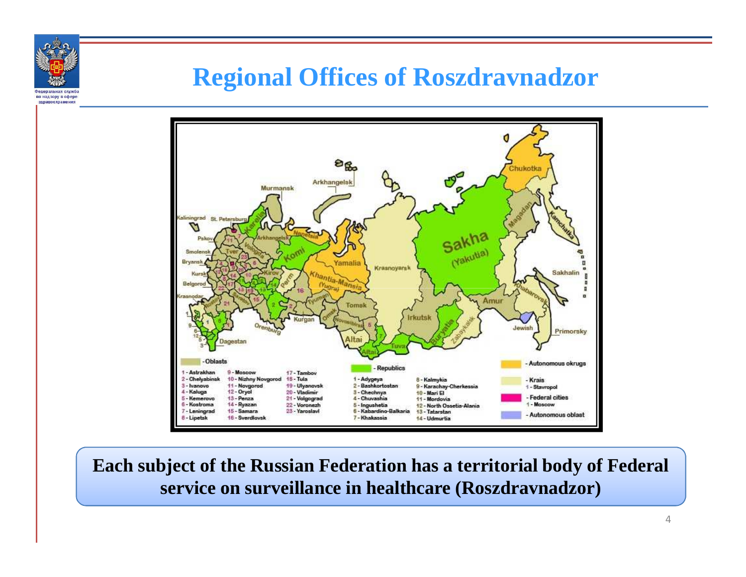# Regional Offices of Roszdravnadzor

**Each subject of the Russian Federation has a territorial body of Federal service on surveillance in healthcare (Roszdravnadzor)**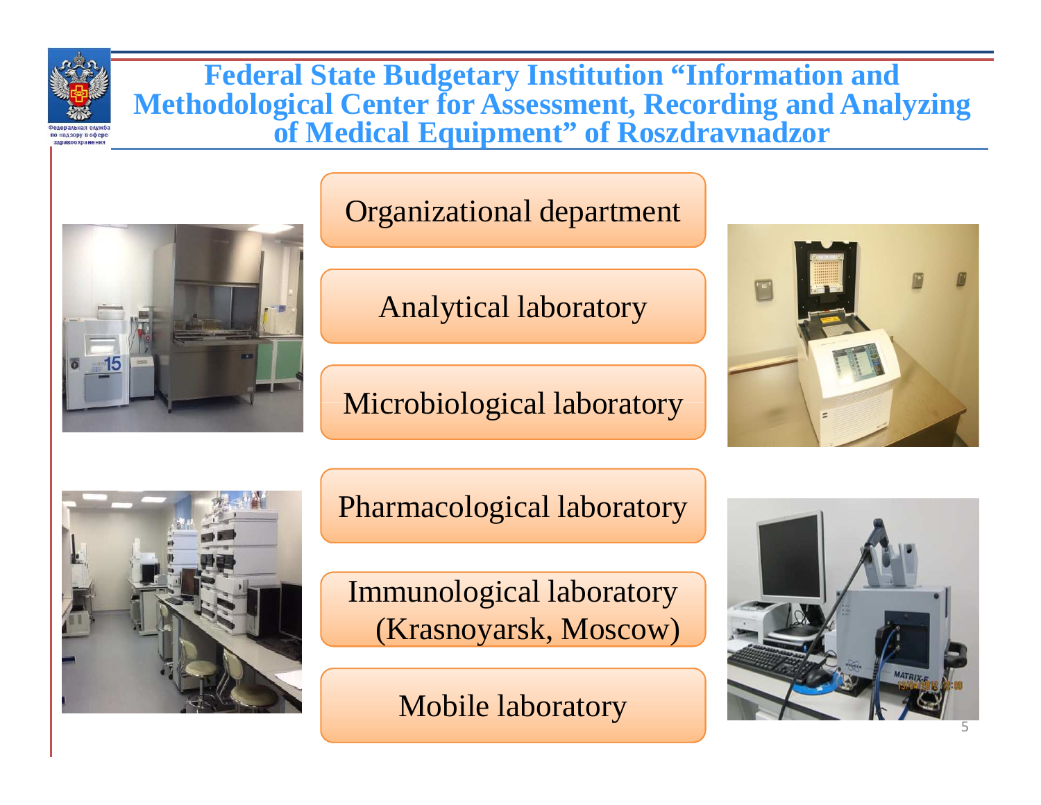# Federal State Budgetary Institution "Information and Methodological Center for Assessment, Recording and Analyzing of Medical Equipment" of Roszdravnadzor

- Organizational department
- Analytical laboratory
- Microbiological laboratory
- Pharmacological laboratory
- Immunological laboratory (Krasnoyarsk, Moscow)
- Mobile laboratory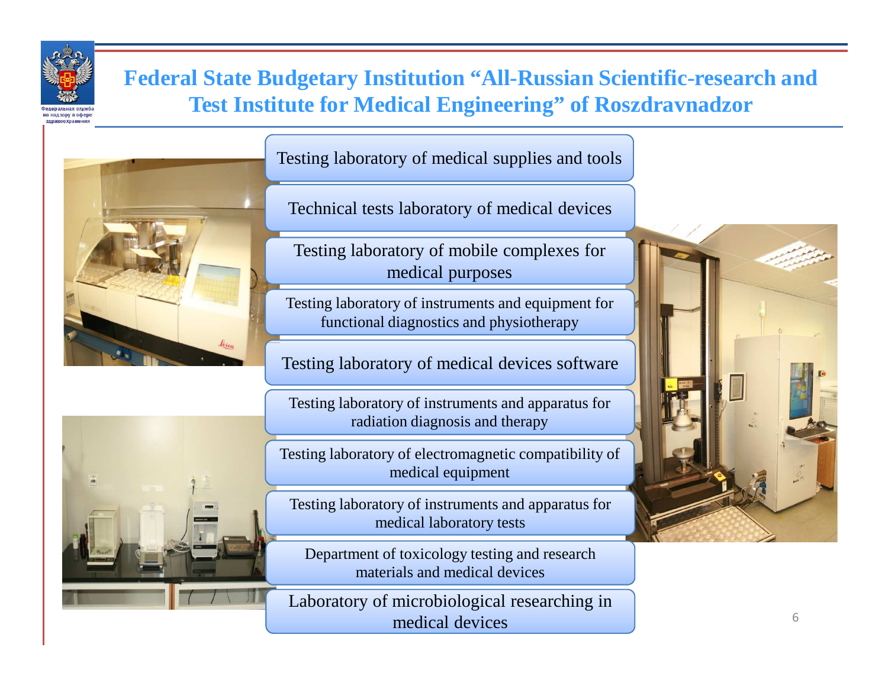## Federal State Budgetary Institution "All-Russian Scientific-research and Test Institute for Medical Engineering" of Roszdravnadzor

- Testing laboratory of medical supplies and tools
- Technical tests laboratory of medical devices
- Testing laboratory of mobile complexes for medical purposes
- Testing laboratory of instruments and equipment for functional diagnostics and physiotherapy
- Testing laboratory of medical devices software
- Testing laboratory of instruments and apparatus for radiation diagnosis and therapy
- Testing laboratory of electromagnetic compatibility of medical equipment
- Testing laboratory of instruments and apparatus for medical laboratory tests
- Department of toxicology testing and research materials and medical devices
- Laboratory of microbiological researching in medical devices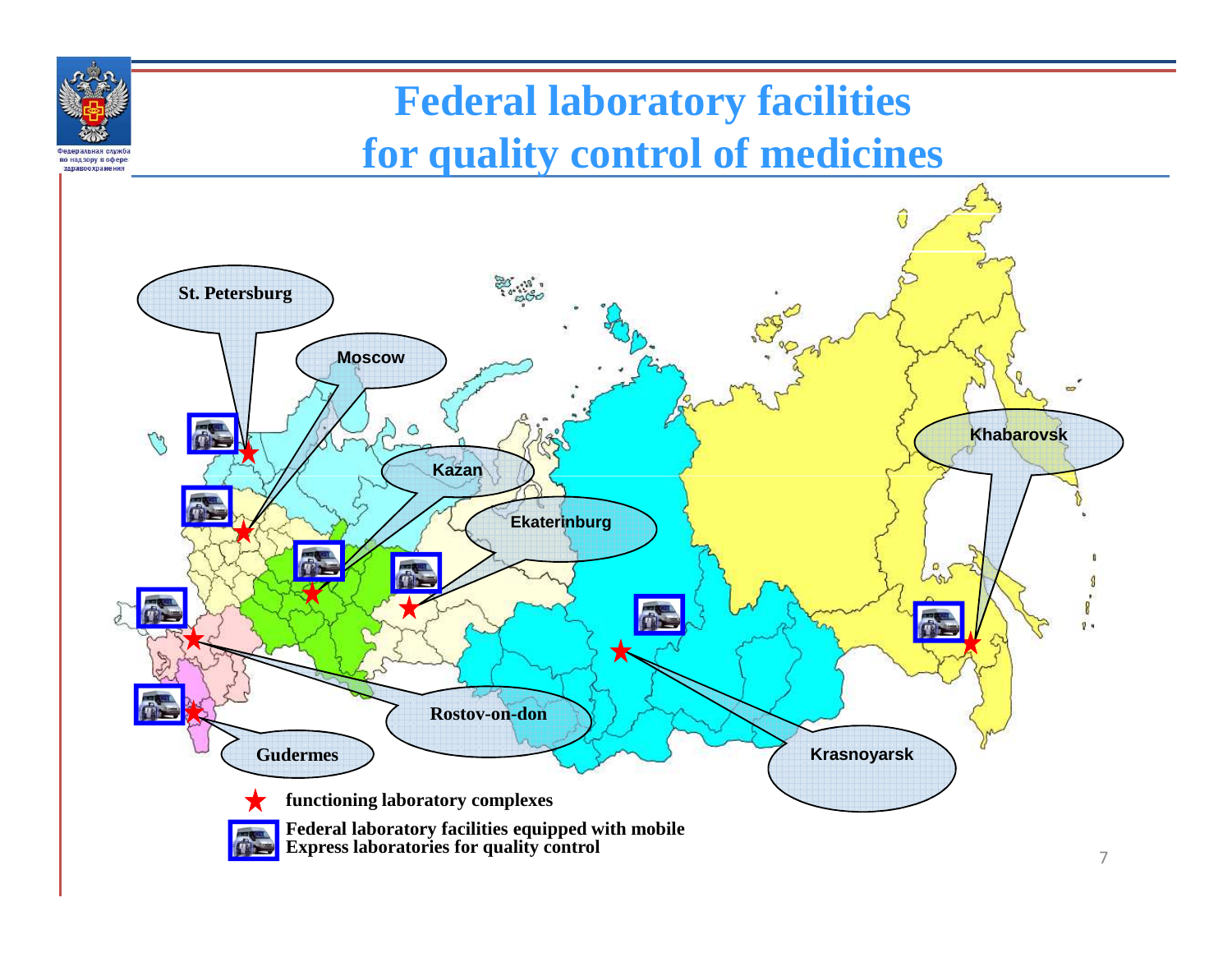# Federal laboratory facilities for quality control of medicines

St. Petersburg

Moscow

Kazan

Ekaterinburg

Khabarovsk

Rostov-on-don

Gudermes

Krasnoyarsk

★ **functioning laboratory complexes**

**Federal laboratory facilities equipped with mobile Express laboratories for quality control**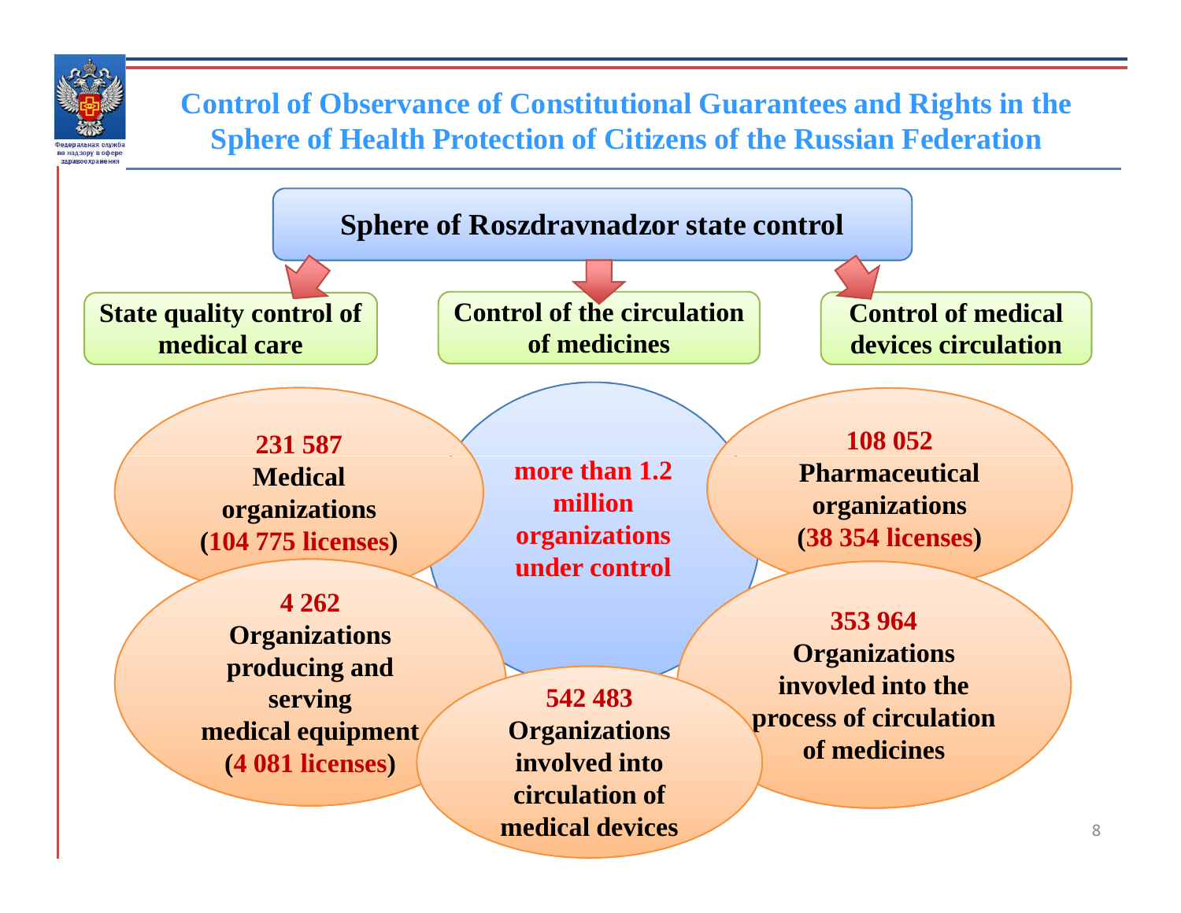# Control of Observance of Constitutional Guarantees and Rights in the Sphere of Health Protection of Citizens of the Russian Federation

**Sphere of Roszdravnadzor state control**

- **State quality control of medical care**
- **Control of the circulation of medicines**
- **Control of medical devices circulation**

**more than 1.2 million organizations under control**

- **231 587** Medical organizations (**104 775 licenses**)
- **108 052** Pharmaceutical organizations (**38 354 licenses**)
- **4 262** Organizations producing and serving medical equipment (**4 081 licenses**)
- **542 483** Organizations involved into circulation of medical devices
- **353 964** Organizations invovled into the process of circulation of medicines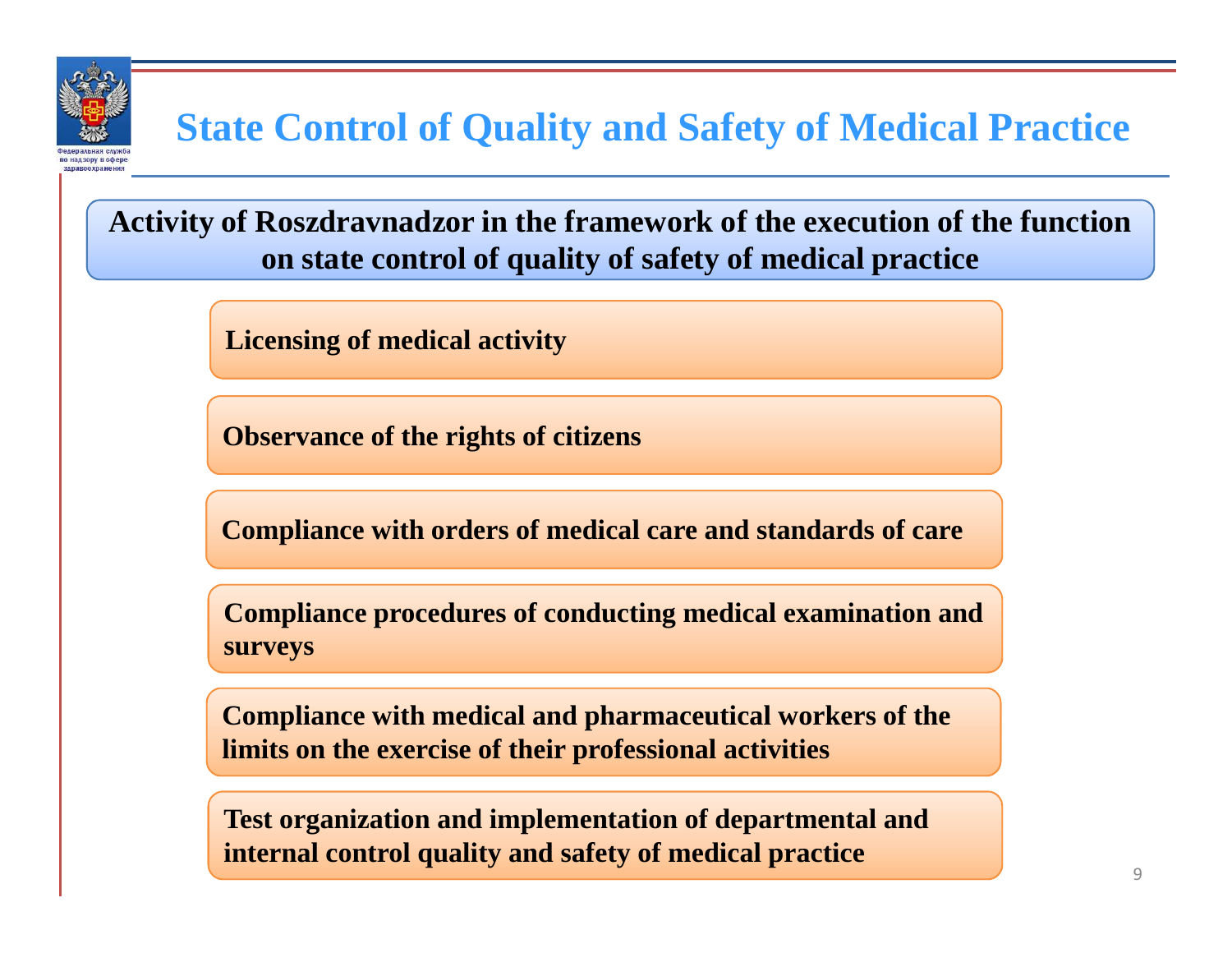# State Control of Quality and Safety of Medical Practice

**Activity of Roszdravnadzor in the framework of the execution of the function on state control of quality of safety of medical practice**

- **Licensing of medical activity**
- **Observance of the rights of citizens**
- **Compliance with orders of medical care and standards of care**
- **Compliance procedures of conducting medical examination and surveys**
- **Compliance with medical and pharmaceutical workers of the limits on the exercise of their professional activities**
- **Test organization and implementation of departmental and internal control quality and safety of medical practice**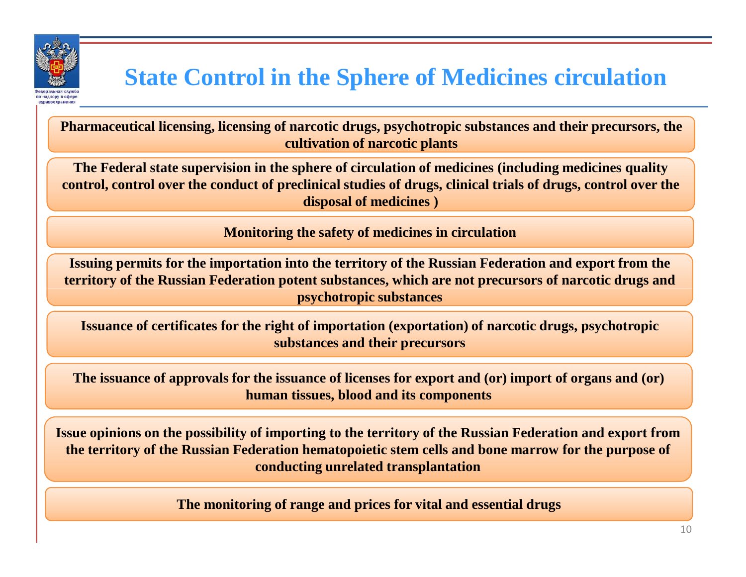# State Control in the Sphere of Medicines circulation

**Pharmaceutical licensing, licensing of narcotic drugs, psychotropic substances and their precursors, the cultivation of narcotic plants**

**The Federal state supervision in the sphere of circulation of medicines (including medicines quality control, control over the conduct of preclinical studies of drugs, clinical trials of drugs, control over the disposal of medicines )**

**Monitoring the safety of medicines in circulation**

**Issuing permits for the importation into the territory of the Russian Federation and export from the territory of the Russian Federation potent substances, which are not precursors of narcotic drugs and psychotropic substances**

**Issuance of certificates for the right of importation (exportation) of narcotic drugs, psychotropic substances and their precursors**

**The issuance of approvals for the issuance of licenses for export and (or) import of organs and (or) human tissues, blood and its components**

**Issue opinions on the possibility of importing to the territory of the Russian Federation and export from the territory of the Russian Federation hematopoietic stem cells and bone marrow for the purpose of conducting unrelated transplantation**

**The monitoring of range and prices for vital and essential drugs**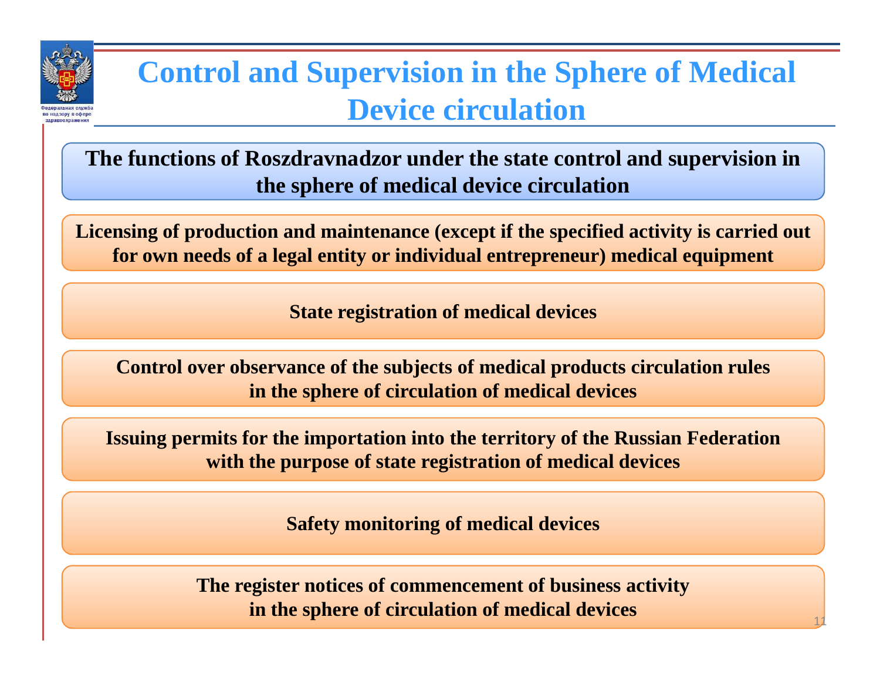# Control and Supervision in the Sphere of Medical Device circulation

**The functions of Roszdravnadzor under the state control and supervision in the sphere of medical device circulation**

**Licensing of production and maintenance (except if the specified activity is carried out for own needs of a legal entity or individual entrepreneur) medical equipment**

**State registration of medical devices**

**Control over observance of the subjects of medical products circulation rules in the sphere of circulation of medical devices**

**Issuing permits for the importation into the territory of the Russian Federation with the purpose of state registration of medical devices**

**Safety monitoring of medical devices**

**The register notices of commencement of business activity in the sphere of circulation of medical devices**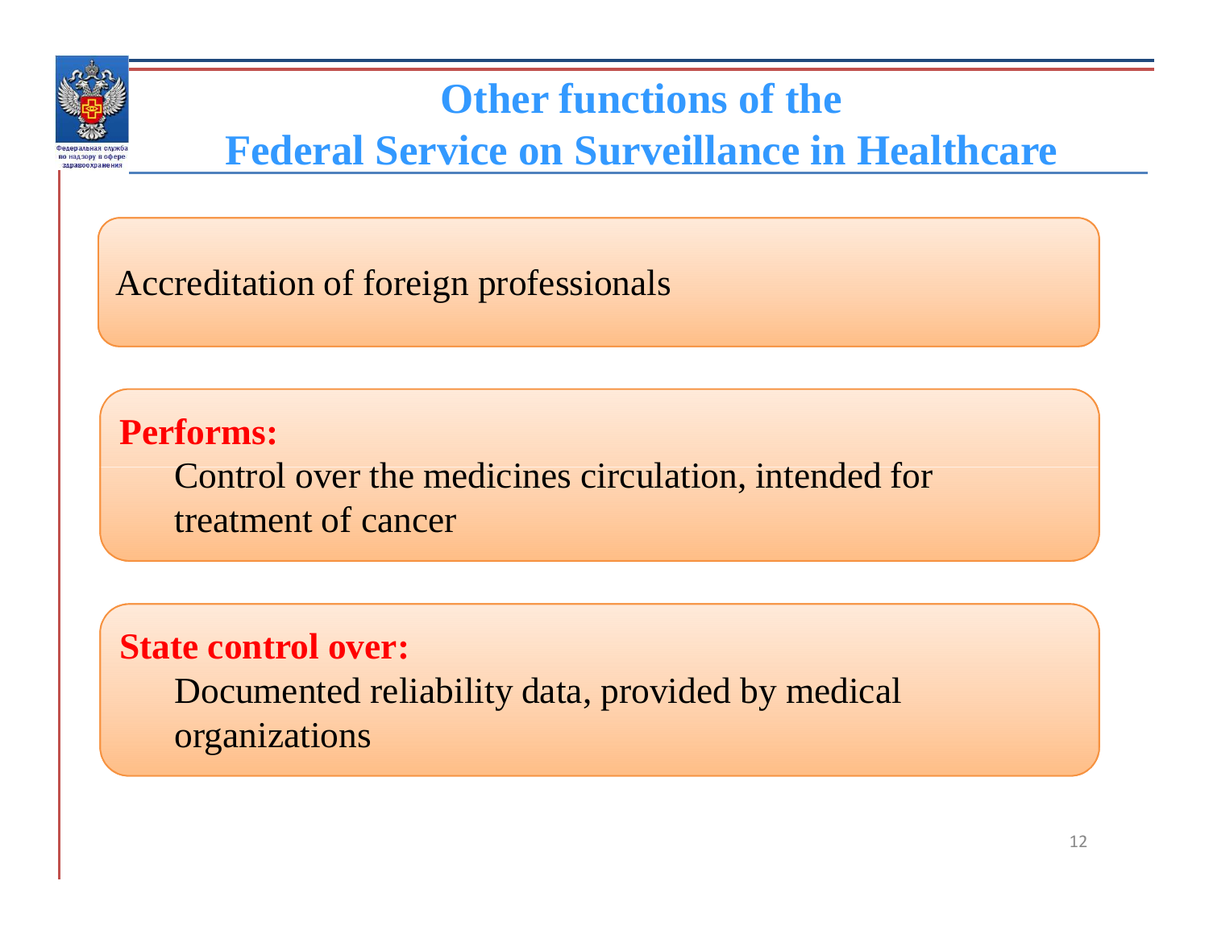# Other functions of the Federal Service on Surveillance in Healthcare

Accreditation of foreign professionals

**Performs:**

Control over the medicines circulation, intended for treatment of cancer

**State control over:**

Documented reliability data, provided by medical organizations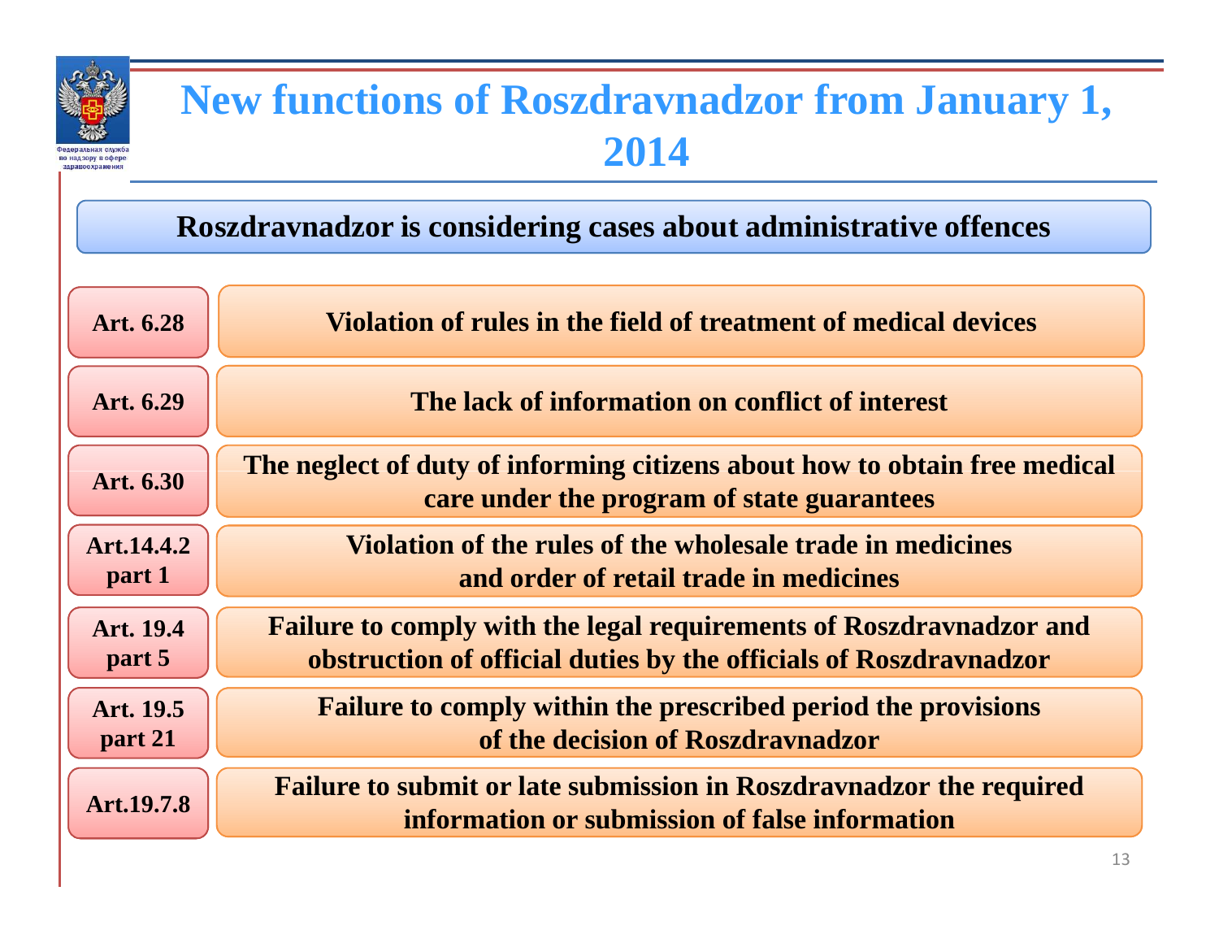# New functions of Roszdravnadzor from January 1, 2014

**Roszdravnadzor is considering cases about administrative offences**

| Article | Offence |
|---|---|
| Art. 6.28 | Violation of rules in the field of treatment of medical devices |
| Art. 6.29 | The lack of information on conflict of interest |
| Art. 6.30 | The neglect of duty of informing citizens about how to obtain free medical care under the program of state guarantees |
| Art.14.4.2 part 1 | Violation of the rules of the wholesale trade in medicines and order of retail trade in medicines |
| Art. 19.4 part 5 | Failure to comply with the legal requirements of Roszdravnadzor and obstruction of official duties by the officials of Roszdravnadzor |
| Art. 19.5 part 21 | Failure to comply within the prescribed period the provisions of the decision of Roszdravnadzor |
| Art.19.7.8 | Failure to submit or late submission in Roszdravnadzor the required information or submission of false information |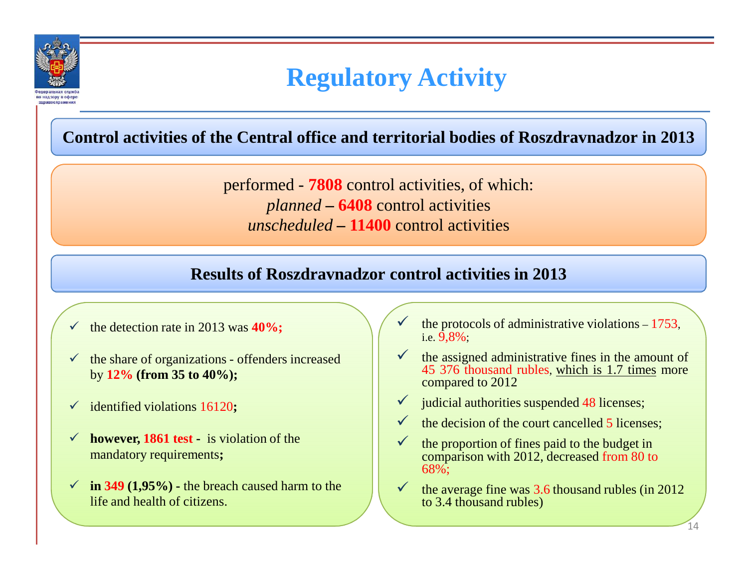# Regulatory Activity

**Control activities of the Central office and territorial bodies of Roszdravnadzor in 2013**

performed - **7808** control activities, of which:
*planned* **– 6408** control activities
*unscheduled* **– 11400** control activities

**Results of Roszdravnadzor control activities in 2013**

- the detection rate in 2013 was **40%;**
- the share of organizations - offenders increased by **12% (from 35 to 40%);**
- identified violations 16120**;**
- **however, 1861 test -** is violation of the mandatory requirements**;**
- **in 349 (1,95%) -** the breach caused harm to the life and health of citizens.

- the protocols of administrative violations – 1753, i.e. 9,8%;
- the assigned administrative fines in the amount of 45 376 thousand rubles, which is 1.7 times more compared to 2012
- judicial authorities suspended 48 licenses;
- the decision of the court cancelled 5 licenses;
- the proportion of fines paid to the budget in comparison with 2012, decreased from 80 to 68%;
- the average fine was 3.6 thousand rubles (in 2012 to 3.4 thousand rubles)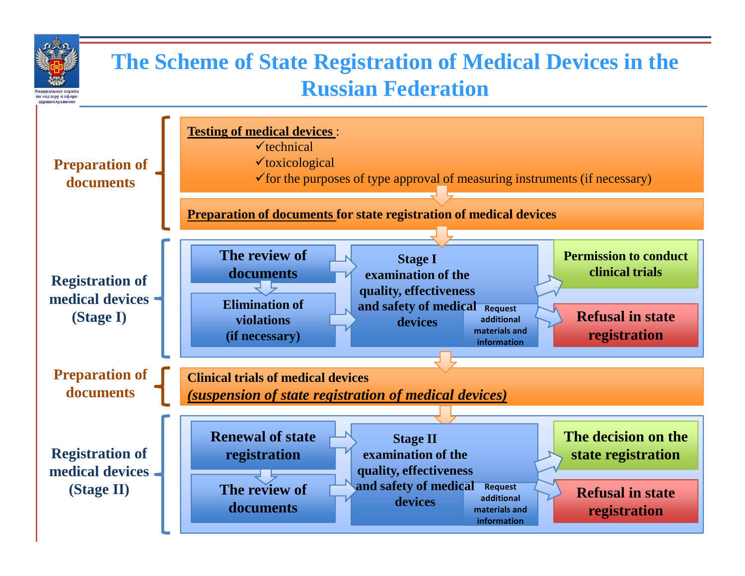# The Scheme of State Registration of Medical Devices in the Russian Federation

## Preparation of documents

**Testing of medical devices**:

- ✓technical
- ✓toxicological
- ✓for the purposes of type approval of measuring instruments (if necessary)

**Preparation of documents for state registration of medical devices**

## Registration of medical devices (Stage I)

- **The review of documents**
- **Elimination of violations (if necessary)**
- **Stage I examination of the quality, effectiveness and safety of medical devices**
  - Request additional materials and information
- **Permission to conduct clinical trials**
- **Refusal in state registration**

## Preparation of documents

**Clinical trials of medical devices**
***(suspension of state registration of medical devices)***

## Registration of medical devices (Stage II)

- **Renewal of state registration**
- **The review of documents**
- **Stage II examination of the quality, effectiveness and safety of medical devices**
  - Request additional materials and information
- **The decision on the state registration**
- **Refusal in state registration**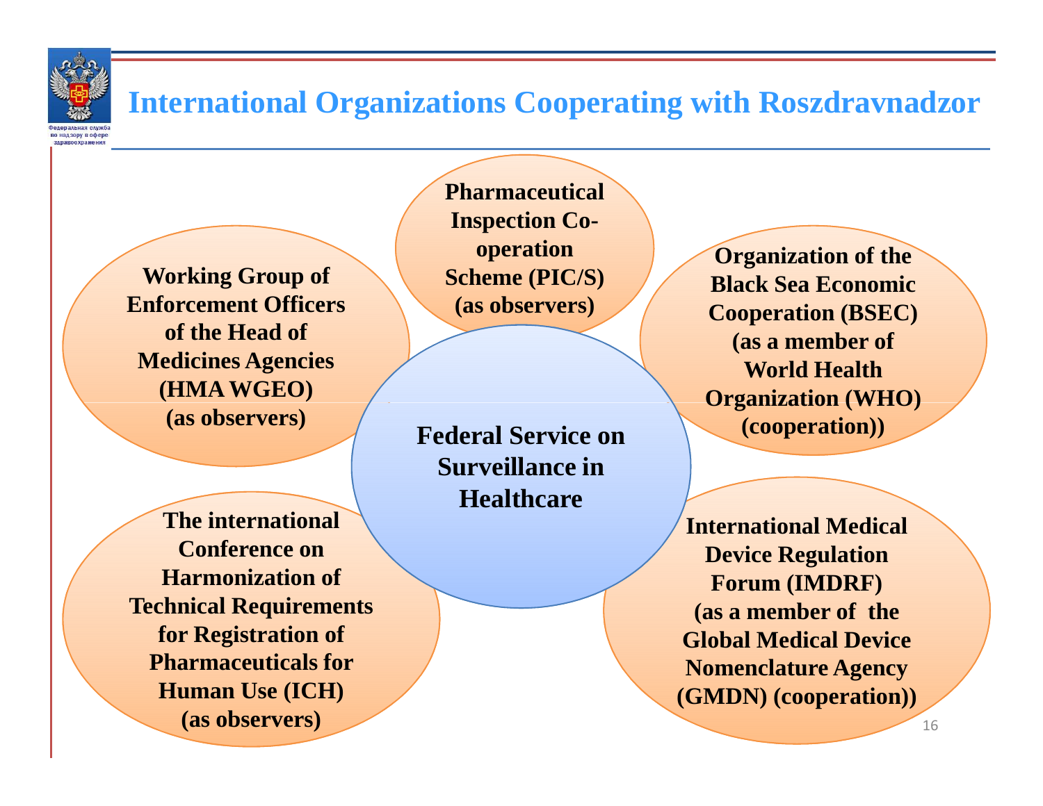# International Organizations Cooperating with Roszdravnadzor

**Federal Service on Surveillance in Healthcare**

- **Pharmaceutical Inspection Co-operation Scheme (PIC/S) (as observers)**
- **Working Group of Enforcement Officers of the Head of Medicines Agencies (HMA WGEO) (as observers)**
- **Organization of the Black Sea Economic Cooperation (BSEC) (as a member of World Health Organization (WHO) (cooperation))**
- **The international Conference on Harmonization of Technical Requirements for Registration of Pharmaceuticals for Human Use (ICH) (as observers)**
- **International Medical Device Regulation Forum (IMDRF) (as a member of the Global Medical Device Nomenclature Agency (GMDN) (cooperation))**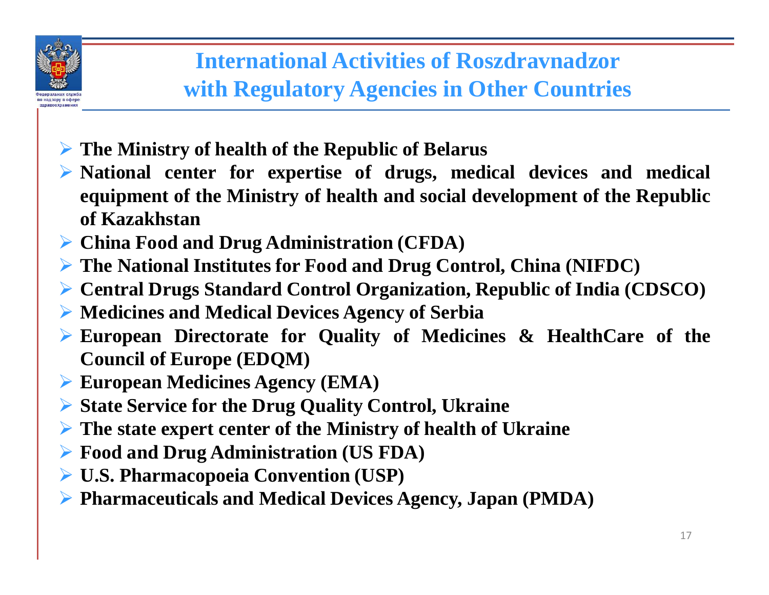# International Activities of Roszdravnadzor with Regulatory Agencies in Other Countries

- **The Ministry of health of the Republic of Belarus**
- **National center for expertise of drugs, medical devices and medical equipment of the Ministry of health and social development of the Republic of Kazakhstan**
- **China Food and Drug Administration (CFDA)**
- **The National Institutes for Food and Drug Control, China (NIFDC)**
- **Central Drugs Standard Control Organization, Republic of India (CDSCO)**
- **Medicines and Medical Devices Agency of Serbia**
- **European Directorate for Quality of Medicines & HealthCare of the Council of Europe (EDQM)**
- **European Medicines Agency (EMA)**
- **State Service for the Drug Quality Control, Ukraine**
- **The state expert center of the Ministry of health of Ukraine**
- **Food and Drug Administration (US FDA)**
- **U.S. Pharmacopoeia Convention (USP)**
- **Pharmaceuticals and Medical Devices Agency, Japan (PMDA)**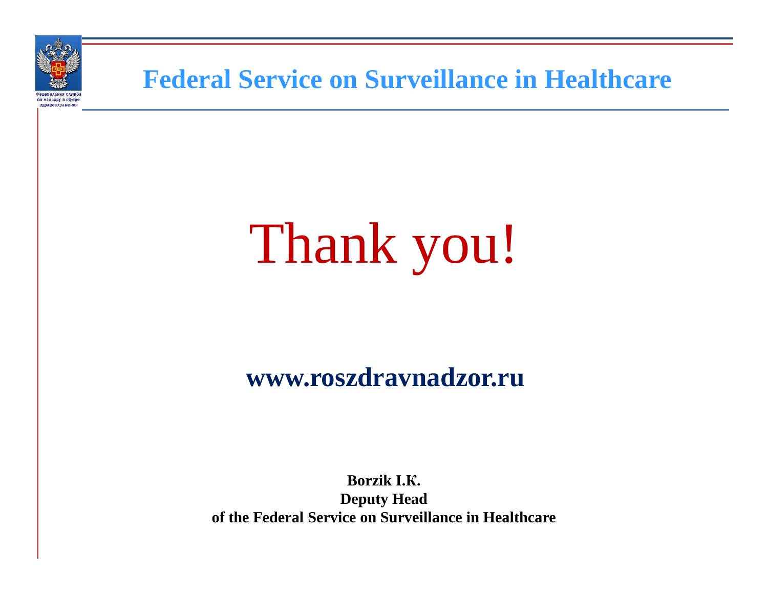# Thank you!

**www.roszdravnadzor.ru**

**Borzik I.К.**
**Deputy Head**
**of the Federal Service on Surveillance in Healthcare**